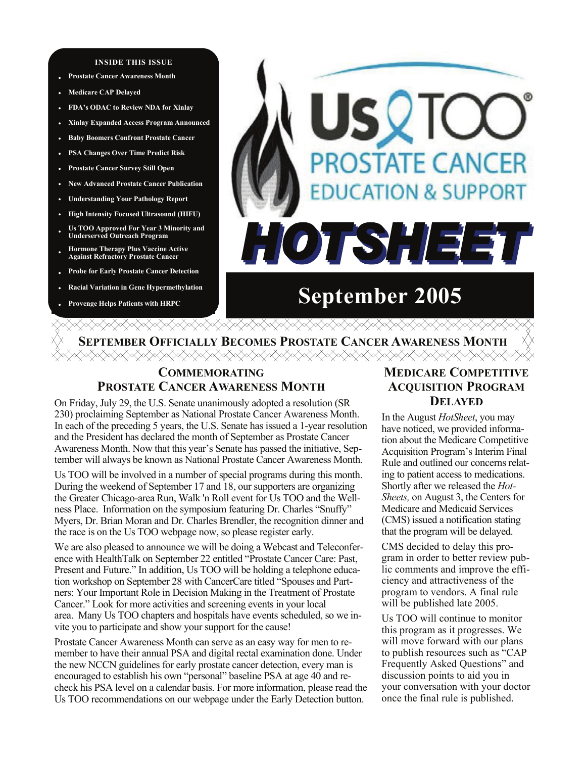**INSIDE THIS ISSUE**

- Prostate Cancer Awareness Month
- Medicare CAP Delayed
- FDA's ODAC to Review NDA for Xinlay
- Xinlay Expanded Access Program Announced
- Baby Boomers Confront Prostate Cancer
- PSA Changes Over Time Predict Risk
- Prostate Cancer Survey Still Open
- New Advanced Prostate Cancer Publication
- Understanding Your Pathology Report
- High Intensity Focused Ultrasound (HIFU)
- Us TOO Approved For Year 3 Minority and Underserved Outreach Program
- Hormone Therapy Plus Vaccine Active Against Refractory Prostate Cancer
- Probe for Early Prostate Cancer Detection
- Racial Variation in Gene Hypermethylation
- Provenge Helps Patients with HRPC

# Us TOO® Prostate Cancer Education & Support

# HOTSHEET

## September 2005

## September Officially Becomes Prostate Cancer Awareness Month

### Commemorating Prostate Cancer Awareness Month

On Friday, July 29, the U.S. Senate unanimously adopted a resolution (SR 230) proclaiming September as National Prostate Cancer Awareness Month. In each of the preceding 5 years, the U.S. Senate has issued a 1-year resolution and the President has declared the month of September as Prostate Cancer Awareness Month. Now that this year's Senate has passed the initiative, September will always be known as National Prostate Cancer Awareness Month.

Us TOO will be involved in a number of special programs during this month. During the weekend of September 17 and 18, our supporters are organizing the Greater Chicago-area Run, Walk 'n Roll event for Us TOO and the Wellness Place. Information on the symposium featuring Dr. Charles "Snuffy" Myers, Dr. Brian Moran and Dr. Charles Brendler, the recognition dinner and the race is on the Us TOO webpage now, so please register early.

We are also pleased to announce we will be doing a Webcast and Teleconference with HealthTalk on September 22 entitled "Prostate Cancer Care: Past, Present and Future." In addition, Us TOO will be holding a telephone education workshop on September 28 with CancerCare titled "Spouses and Partners: Your Important Role in Decision Making in the Treatment of Prostate Cancer." Look for more activities and screening events in your local area. Many Us TOO chapters and hospitals have events scheduled, so we invite you to participate and show your support for the cause!

Prostate Cancer Awareness Month can serve as an easy way for men to remember to have their annual PSA and digital rectal examination done. Under the new NCCN guidelines for early prostate cancer detection, every man is encouraged to establish his own "personal" baseline PSA at age 40 and recheck his PSA level on a calendar basis. For more information, please read the Us TOO recommendations on our webpage under the Early Detection button.

### Medicare Competitive Acquisition Program Delayed

In the August *HotSheet*, you may have noticed, we provided information about the Medicare Competitive Acquisition Program's Interim Final Rule and outlined our concerns relating to patient access to medications. Shortly after we released the *HotSheets,* on August 3, the Centers for Medicare and Medicaid Services (CMS) issued a notification stating that the program will be delayed.

CMS decided to delay this program in order to better review public comments and improve the efficiency and attractiveness of the program to vendors. A final rule will be published late 2005.

Us TOO will continue to monitor this program as it progresses. We will move forward with our plans to publish resources such as "CAP Frequently Asked Questions" and discussion points to aid you in your conversation with your doctor once the final rule is published.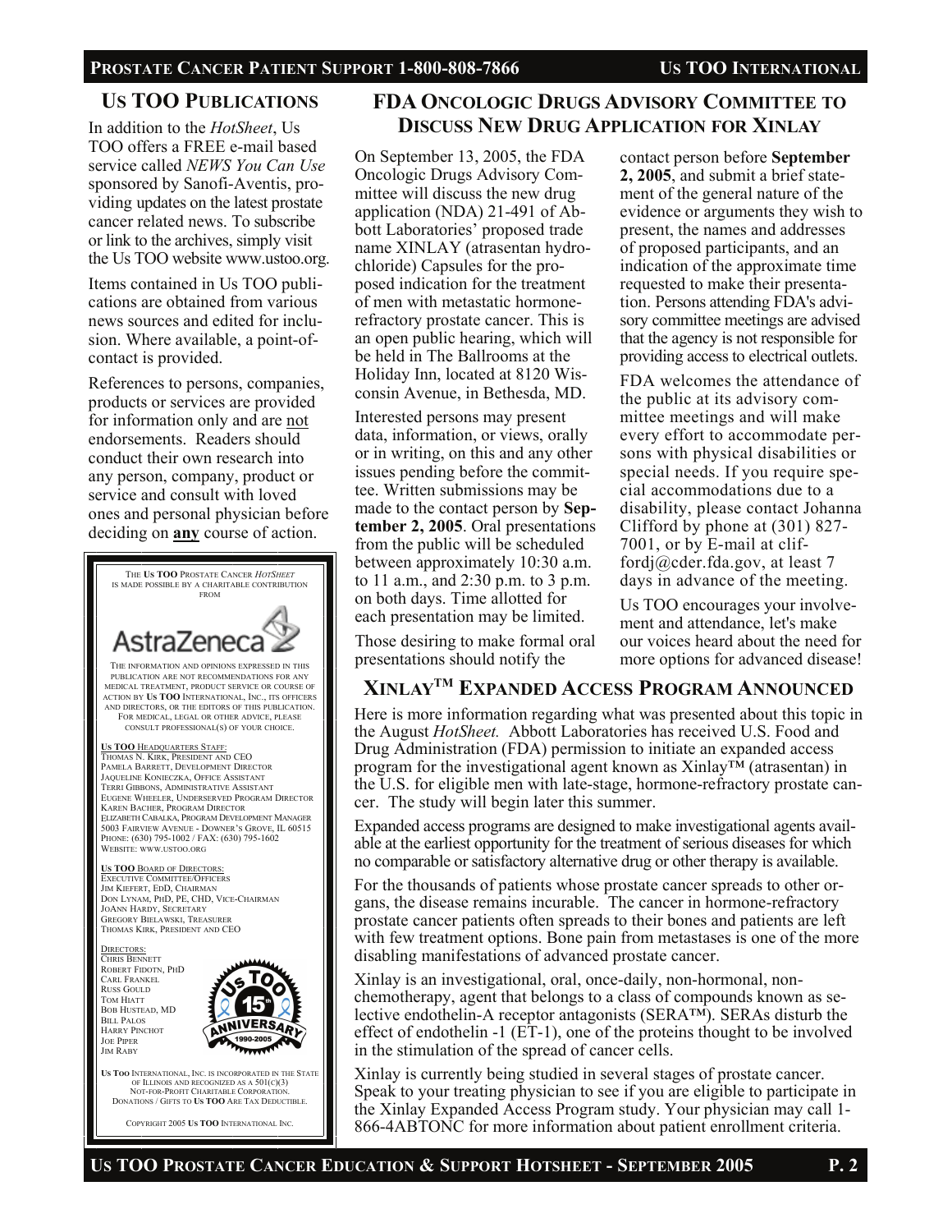## Us TOO Publications

In addition to the *HotSheet*, Us TOO offers a FREE e-mail based service called *NEWS You Can Use* sponsored by Sanofi-Aventis, providing updates on the latest prostate cancer related news. To subscribe or link to the archives, simply visit the Us TOO website www.ustoo.org.

Items contained in Us TOO publications are obtained from various news sources and edited for inclusion. Where available, a point-of-contact is provided.

References to persons, companies, products or services are provided for information only and are not endorsements. Readers should conduct their own research into any person, company, product or service and consult with loved ones and personal physician before deciding on **any** course of action.

The **Us TOO** Prostate Cancer *HotSheet* is made possible by a charitable contribution from

AstraZeneca

The information and opinions expressed in this publication are not recommendations for any medical treatment, product service or course of action by **Us TOO** International, Inc., its officers and directors, or the editors of this publication. For medical, legal or other advice, please consult professional(s) of your choice.

**Us TOO** Headquarters Staff:
Thomas N. Kirk, President and CEO
Pamela Barrett, Development Director
Jaqueline Konieczka, Office Assistant
Terri Gibbons, Administrative Assistant
Eugene Wheeler, Underserved Program Director
Karen Bacher, Program Director
Elizabeth Cabalka, Program Development Manager
5003 Fairview Avenue - Downer's Grove, IL 60515
Phone: (630) 795-1002 / Fax: (630) 795-1602
Website: www.ustoo.org

**Us TOO** Board of Directors:
Executive Committee/Officers
Jim Kiefert, EdD, Chairman
Don Lynam, PhD, PE, CHD, Vice-Chairman
JoAnn Hardy, Secretary
Gregory Bielawski, Treasurer
Thomas Kirk, President and CEO

Directors:
Chris Bennett
Robert Fidotn, PhD
Carl Frankel
Russ Gould
Tom Hiatt
Bob Hustead, MD
Bill Palos
Harry Pinchot
Joe Piper
Jim Raby

Us TOO 15th Anniversary 1990-2005

**Us Too** International, Inc. is incorporated in the State of Illinois and recognized as a 501(c)(3) not-for-profit charitable corporation. Donations / Gifts to **Us TOO** are tax deductible.

Copyright 2005 **Us TOO** International Inc.

## FDA Oncologic Drugs Advisory Committee to Discuss New Drug Application for Xinlay

On September 13, 2005, the FDA Oncologic Drugs Advisory Committee will discuss the new drug application (NDA) 21-491 of Abbott Laboratories' proposed trade name XINLAY (atrasentan hydrochloride) Capsules for the proposed indication for the treatment of men with metastatic hormone-refractory prostate cancer. This is an open public hearing, which will be held in The Ballrooms at the Holiday Inn, located at 8120 Wisconsin Avenue, in Bethesda, MD.

Interested persons may present data, information, or views, orally or in writing, on this and any other issues pending before the committee. Written submissions may be made to the contact person by **September 2, 2005**. Oral presentations from the public will be scheduled between approximately 10:30 a.m. to 11 a.m., and 2:30 p.m. to 3 p.m. on both days. Time allotted for each presentation may be limited.

Those desiring to make formal oral presentations should notify the contact person before **September 2, 2005**, and submit a brief statement of the general nature of the evidence or arguments they wish to present, the names and addresses of proposed participants, and an indication of the approximate time requested to make their presentation. Persons attending FDA's advisory committee meetings are advised that the agency is not responsible for providing access to electrical outlets.

FDA welcomes the attendance of the public at its advisory committee meetings and will make every effort to accommodate persons with physical disabilities or special needs. If you require special accommodations due to a disability, please contact Johanna Clifford by phone at (301) 827-7001, or by E-mail at cliffordj@cder.fda.gov, at least 7 days in advance of the meeting.

Us TOO encourages your involvement and attendance, let's make our voices heard about the need for more options for advanced disease!

## Xinlay™ Expanded Access Program Announced

Here is more information regarding what was presented about this topic in the August *HotSheet.* Abbott Laboratories has received U.S. Food and Drug Administration (FDA) permission to initiate an expanded access program for the investigational agent known as Xinlay™ (atrasentan) in the U.S. for eligible men with late-stage, hormone-refractory prostate cancer. The study will begin later this summer.

Expanded access programs are designed to make investigational agents available at the earliest opportunity for the treatment of serious diseases for which no comparable or satisfactory alternative drug or other therapy is available.

For the thousands of patients whose prostate cancer spreads to other organs, the disease remains incurable. The cancer in hormone-refractory prostate cancer patients often spreads to their bones and patients are left with few treatment options. Bone pain from metastases is one of the more disabling manifestations of advanced prostate cancer.

Xinlay is an investigational, oral, once-daily, non-hormonal, non-chemotherapy, agent that belongs to a class of compounds known as selective endothelin-A receptor antagonists (SERA™). SERAs disturb the effect of endothelin -1 (ET-1), one of the proteins thought to be involved in the stimulation of the spread of cancer cells.

Xinlay is currently being studied in several stages of prostate cancer. Speak to your treating physician to see if you are eligible to participate in the Xinlay Expanded Access Program study. Your physician may call 1-866-4ABTONC for more information about patient enrollment criteria.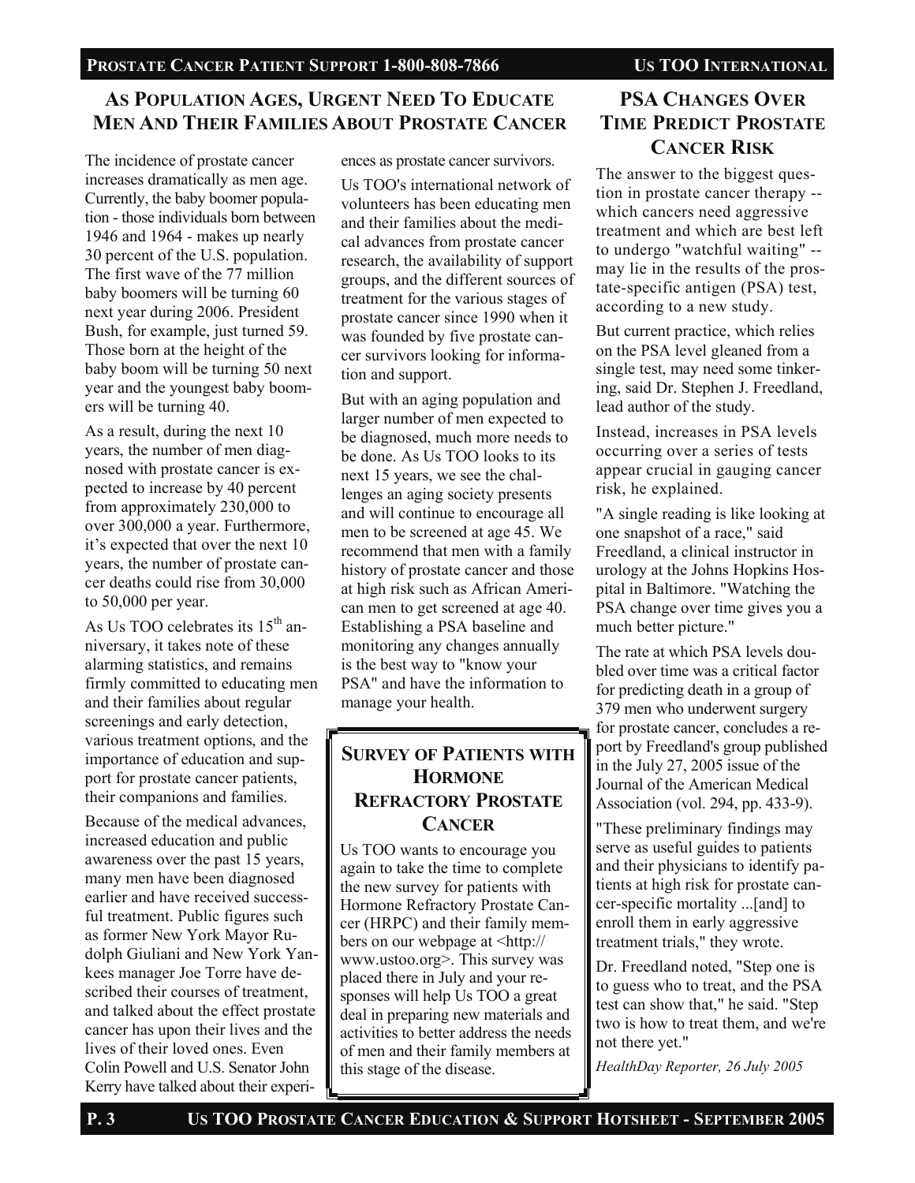## As Population Ages, Urgent Need To Educate Men And Their Families About Prostate Cancer

The incidence of prostate cancer increases dramatically as men age. Currently, the baby boomer population - those individuals born between 1946 and 1964 - makes up nearly 30 percent of the U.S. population. The first wave of the 77 million baby boomers will be turning 60 next year during 2006. President Bush, for example, just turned 59. Those born at the height of the baby boom will be turning 50 next year and the youngest baby boomers will be turning 40.

As a result, during the next 10 years, the number of men diagnosed with prostate cancer is expected to increase by 40 percent from approximately 230,000 to over 300,000 a year. Furthermore, it's expected that over the next 10 years, the number of prostate cancer deaths could rise from 30,000 to 50,000 per year.

As Us TOO celebrates its 15th anniversary, it takes note of these alarming statistics, and remains firmly committed to educating men and their families about regular screenings and early detection, various treatment options, and the importance of education and support for prostate cancer patients, their companions and families.

Because of the medical advances, increased education and public awareness over the past 15 years, many men have been diagnosed earlier and have received successful treatment. Public figures such as former New York Mayor Rudolph Giuliani and New York Yankees manager Joe Torre have described their courses of treatment, and talked about the effect prostate cancer has upon their lives and the lives of their loved ones. Even Colin Powell and U.S. Senator John Kerry have talked about their experiences as prostate cancer survivors.

Us TOO's international network of volunteers has been educating men and their families about the medical advances from prostate cancer research, the availability of support groups, and the different sources of treatment for the various stages of prostate cancer since 1990 when it was founded by five prostate cancer survivors looking for information and support.

But with an aging population and larger number of men expected to be diagnosed, much more needs to be done. As Us TOO looks to its next 15 years, we see the challenges an aging society presents and will continue to encourage all men to be screened at age 45. We recommend that men with a family history of prostate cancer and those at high risk such as African American men to get screened at age 40. Establishing a PSA baseline and monitoring any changes annually is the best way to "know your PSA" and have the information to manage your health.

## Survey of Patients with Hormone Refractory Prostate Cancer

Us TOO wants to encourage you again to take the time to complete the new survey for patients with Hormone Refractory Prostate Cancer (HRPC) and their family members on our webpage at <http://www.ustoo.org>. This survey was placed there in July and your responses will help Us TOO a great deal in preparing new materials and activities to better address the needs of men and their family members at this stage of the disease.

## PSA Changes Over Time Predict Prostate Cancer Risk

The answer to the biggest question in prostate cancer therapy -- which cancers need aggressive treatment and which are best left to undergo "watchful waiting" -- may lie in the results of the prostate-specific antigen (PSA) test, according to a new study.

But current practice, which relies on the PSA level gleaned from a single test, may need some tinkering, said Dr. Stephen J. Freedland, lead author of the study.

Instead, increases in PSA levels occurring over a series of tests appear crucial in gauging cancer risk, he explained.

"A single reading is like looking at one snapshot of a race," said Freedland, a clinical instructor in urology at the Johns Hopkins Hospital in Baltimore. "Watching the PSA change over time gives you a much better picture."

The rate at which PSA levels doubled over time was a critical factor for predicting death in a group of 379 men who underwent surgery for prostate cancer, concludes a report by Freedland's group published in the July 27, 2005 issue of the Journal of the American Medical Association (vol. 294, pp. 433-9).

"These preliminary findings may serve as useful guides to patients and their physicians to identify patients at high risk for prostate cancer-specific mortality ...[and] to enroll them in early aggressive treatment trials," they wrote.

Dr. Freedland noted, "Step one is to guess who to treat, and the PSA test can show that," he said. "Step two is how to treat them, and we're not there yet."

*HealthDay Reporter, 26 July 2005*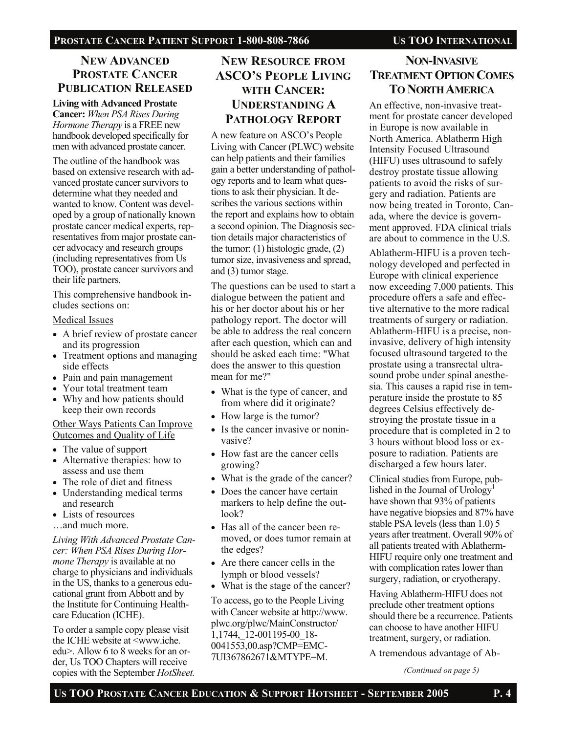## New Advanced Prostate Cancer Publication Released

**Living with Advanced Prostate Cancer:** *When PSA Rises During Hormone Therapy* is a FREE new handbook developed specifically for men with advanced prostate cancer.

The outline of the handbook was based on extensive research with advanced prostate cancer survivors to determine what they needed and wanted to know. Content was developed by a group of nationally known prostate cancer medical experts, representatives from major prostate cancer advocacy and research groups (including representatives from Us TOO), prostate cancer survivors and their life partners.

This comprehensive handbook includes sections on:

Medical Issues

- A brief review of prostate cancer and its progression
- Treatment options and managing side effects
- Pain and pain management
- Your total treatment team
- Why and how patients should keep their own records

Other Ways Patients Can Improve Outcomes and Quality of Life

- The value of support
- Alternative therapies: how to assess and use them
- The role of diet and fitness
- Understanding medical terms and research
- Lists of resources

…and much more.

*Living With Advanced Prostate Cancer: When PSA Rises During Hormone Therapy* is available at no charge to physicians and individuals in the US, thanks to a generous educational grant from Abbott and by the Institute for Continuing Healthcare Education (ICHE).

To order a sample copy please visit the ICHE website at <www.iche.edu>. Allow 6 to 8 weeks for an order, Us TOO Chapters will receive copies with the September *HotSheet.*

## New Resource from ASCO's People Living with Cancer: Understanding a Pathology Report

A new feature on ASCO's People Living with Cancer (PLWC) website can help patients and their families gain a better understanding of pathology reports and to learn what questions to ask their physician. It describes the various sections within the report and explains how to obtain a second opinion. The Diagnosis section details major characteristics of the tumor: (1) histologic grade, (2) tumor size, invasiveness and spread, and (3) tumor stage.

The questions can be used to start a dialogue between the patient and his or her doctor about his or her pathology report. The doctor will be able to address the real concern after each question, which can and should be asked each time: "What does the answer to this question mean for me?"

- What is the type of cancer, and from where did it originate?
- How large is the tumor?
- Is the cancer invasive or noninvasive?
- How fast are the cancer cells growing?
- What is the grade of the cancer?
- Does the cancer have certain markers to help define the outlook?
- Has all of the cancer been removed, or does tumor remain at the edges?
- Are there cancer cells in the lymph or blood vessels?
- What is the stage of the cancer?

To access, go to the People Living with Cancer website at http://www.plwc.org/plwc/MainConstructor/1,1744,_12-001195-00_18-0041553,00.asp?CMP=EMC-7UI367862671&MTYPE=M.

## Non-Invasive Treatment Option Comes to North America

An effective, non-invasive treatment for prostate cancer developed in Europe is now available in North America. Ablatherm High Intensity Focused Ultrasound (HIFU) uses ultrasound to safely destroy prostate tissue allowing patients to avoid the risks of surgery and radiation. Patients are now being treated in Toronto, Canada, where the device is government approved. FDA clinical trials are about to commence in the U.S.

Ablatherm-HIFU is a proven technology developed and perfected in Europe with clinical experience now exceeding 7,000 patients. This procedure offers a safe and effective alternative to the more radical treatments of surgery or radiation. Ablatherm-HIFU is a precise, noninvasive, delivery of high intensity focused ultrasound targeted to the prostate using a transrectal ultrasound probe under spinal anesthesia. This causes a rapid rise in temperature inside the prostate to 85 degrees Celsius effectively destroying the prostate tissue in a procedure that is completed in 2 to 3 hours without blood loss or exposure to radiation. Patients are discharged a few hours later.

Clinical studies from Europe, published in the Journal of Urology[1] have shown that 93% of patients have negative biopsies and 87% have stable PSA levels (less than 1.0) 5 years after treatment. Overall 90% of all patients treated with Ablatherm-HIFU require only one treatment and with complication rates lower than surgery, radiation, or cryotherapy.

Having Ablatherm-HIFU does not preclude other treatment options should there be a recurrence. Patients can choose to have another HIFU treatment, surgery, or radiation.

A tremendous advantage of Ab-

*(Continued on page 5)*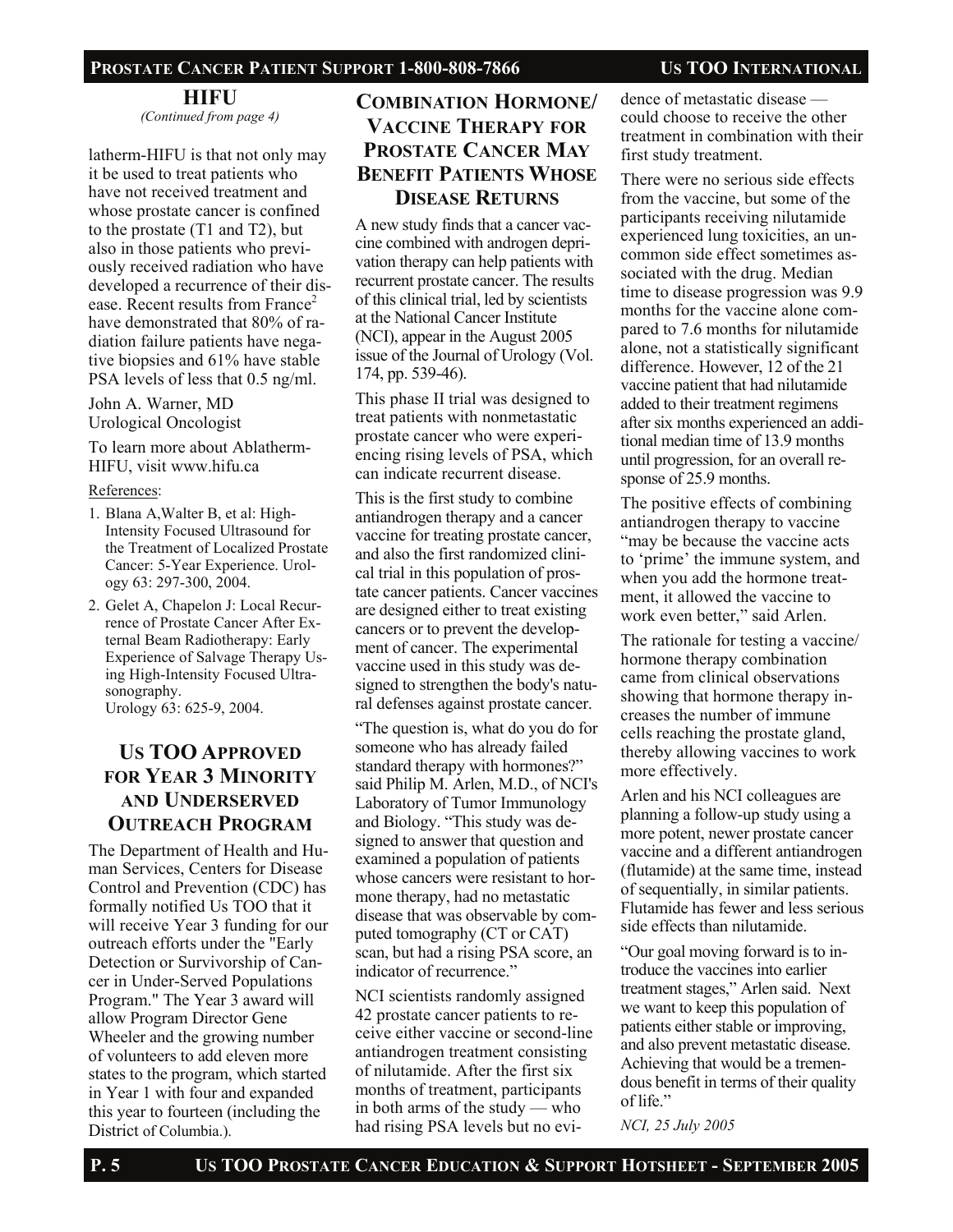## HIFU

*(Continued from page 4)*

latherm-HIFU is that not only may it be used to treat patients who have not received treatment and whose prostate cancer is confined to the prostate (T1 and T2), but also in those patients who previously received radiation who have developed a recurrence of their disease. Recent results from France[2] have demonstrated that 80% of radiation failure patients have negative biopsies and 61% have stable PSA levels of less that 0.5 ng/ml.

John A. Warner, MD
Urological Oncologist

To learn more about Ablatherm-HIFU, visit www.hifu.ca

References:

1. Blana A,Walter B, et al: High-Intensity Focused Ultrasound for the Treatment of Localized Prostate Cancer: 5-Year Experience. Urology 63: 297-300, 2004.
2. Gelet A, Chapelon J: Local Recurrence of Prostate Cancer After External Beam Radiotherapy: Early Experience of Salvage Therapy Using High-Intensity Focused Ultrasonography. Urology 63: 625-9, 2004.

## Us TOO Approved for Year 3 Minority and Underserved Outreach Program

The Department of Health and Human Services, Centers for Disease Control and Prevention (CDC) has formally notified Us TOO that it will receive Year 3 funding for our outreach efforts under the "Early Detection or Survivorship of Cancer in Under-Served Populations Program." The Year 3 award will allow Program Director Gene Wheeler and the growing number of volunteers to add eleven more states to the program, which started in Year 1 with four and expanded this year to fourteen (including the District of Columbia.).

## Combination Hormone/Vaccine Therapy for Prostate Cancer May Benefit Patients Whose Disease Returns

A new study finds that a cancer vaccine combined with androgen deprivation therapy can help patients with recurrent prostate cancer. The results of this clinical trial, led by scientists at the National Cancer Institute (NCI), appear in the August 2005 issue of the Journal of Urology (Vol. 174, pp. 539-46).

This phase II trial was designed to treat patients with nonmetastatic prostate cancer who were experiencing rising levels of PSA, which can indicate recurrent disease.

This is the first study to combine antiandrogen therapy and a cancer vaccine for treating prostate cancer, and also the first randomized clinical trial in this population of prostate cancer patients. Cancer vaccines are designed either to treat existing cancers or to prevent the development of cancer. The experimental vaccine used in this study was designed to strengthen the body's natural defenses against prostate cancer.

"The question is, what do you do for someone who has already failed standard therapy with hormones?" said Philip M. Arlen, M.D., of NCI's Laboratory of Tumor Immunology and Biology. "This study was designed to answer that question and examined a population of patients whose cancers were resistant to hormone therapy, had no metastatic disease that was observable by computed tomography (CT or CAT) scan, but had a rising PSA score, an indicator of recurrence."

NCI scientists randomly assigned 42 prostate cancer patients to receive either vaccine or second-line antiandrogen treatment consisting of nilutamide. After the first six months of treatment, participants in both arms of the study — who had rising PSA levels but no evidence of metastatic disease — could choose to receive the other treatment in combination with their first study treatment.

There were no serious side effects from the vaccine, but some of the participants receiving nilutamide experienced lung toxicities, an uncommon side effect sometimes associated with the drug. Median time to disease progression was 9.9 months for the vaccine alone compared to 7.6 months for nilutamide alone, not a statistically significant difference. However, 12 of the 21 vaccine patient that had nilutamide added to their treatment regimens after six months experienced an additional median time of 13.9 months until progression, for an overall response of 25.9 months.

The positive effects of combining antiandrogen therapy to vaccine "may be because the vaccine acts to 'prime' the immune system, and when you add the hormone treatment, it allowed the vaccine to work even better," said Arlen.

The rationale for testing a vaccine/hormone therapy combination came from clinical observations showing that hormone therapy increases the number of immune cells reaching the prostate gland, thereby allowing vaccines to work more effectively.

Arlen and his NCI colleagues are planning a follow-up study using a more potent, newer prostate cancer vaccine and a different antiandrogen (flutamide) at the same time, instead of sequentially, in similar patients. Flutamide has fewer and less serious side effects than nilutamide.

"Our goal moving forward is to introduce the vaccines into earlier treatment stages," Arlen said. Next we want to keep this population of patients either stable or improving, and also prevent metastatic disease. Achieving that would be a tremendous benefit in terms of their quality of life."

*NCI, 25 July 2005*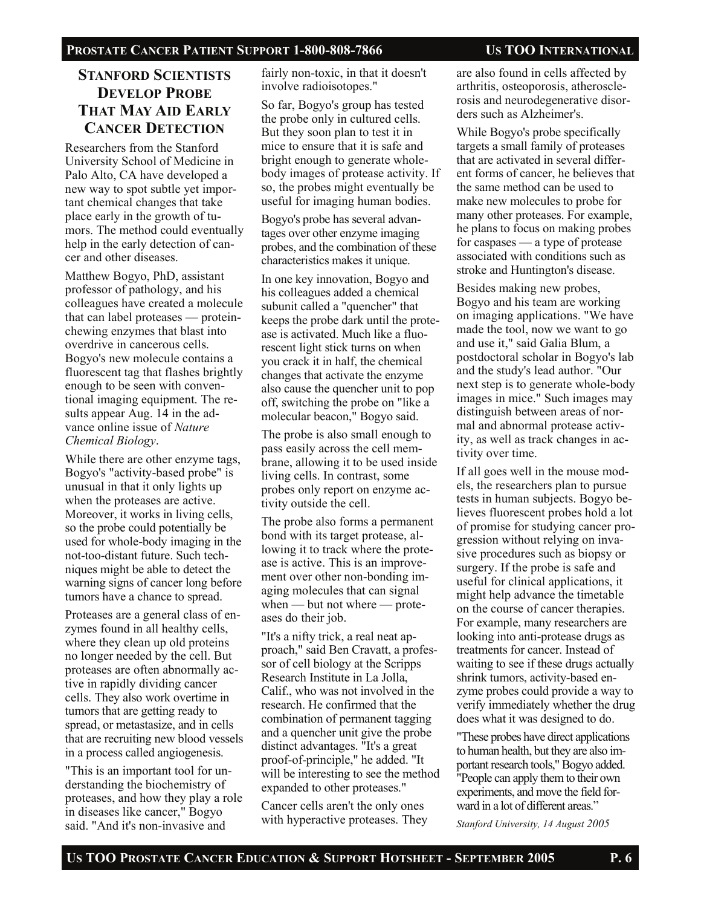## Stanford Scientists Develop Probe That May Aid Early Cancer Detection

Researchers from the Stanford University School of Medicine in Palo Alto, CA have developed a new way to spot subtle yet important chemical changes that take place early in the growth of tumors. The method could eventually help in the early detection of cancer and other diseases.

Matthew Bogyo, PhD, assistant professor of pathology, and his colleagues have created a molecule that can label proteases — protein-chewing enzymes that blast into overdrive in cancerous cells. Bogyo's new molecule contains a fluorescent tag that flashes brightly enough to be seen with conventional imaging equipment. The results appear Aug. 14 in the advance online issue of *Nature Chemical Biology*.

While there are other enzyme tags, Bogyo's "activity-based probe" is unusual in that it only lights up when the proteases are active. Moreover, it works in living cells, so the probe could potentially be used for whole-body imaging in the not-too-distant future. Such techniques might be able to detect the warning signs of cancer long before tumors have a chance to spread.

Proteases are a general class of enzymes found in all healthy cells, where they clean up old proteins no longer needed by the cell. But proteases are often abnormally active in rapidly dividing cancer cells. They also work overtime in tumors that are getting ready to spread, or metastasize, and in cells that are recruiting new blood vessels in a process called angiogenesis.

"This is an important tool for understanding the biochemistry of proteases, and how they play a role in diseases like cancer," Bogyo said. "And it's non-invasive and fairly non-toxic, in that it doesn't involve radioisotopes."

So far, Bogyo's group has tested the probe only in cultured cells. But they soon plan to test it in mice to ensure that it is safe and bright enough to generate whole-body images of protease activity. If so, the probes might eventually be useful for imaging human bodies.

Bogyo's probe has several advantages over other enzyme imaging probes, and the combination of these characteristics makes it unique.

In one key innovation, Bogyo and his colleagues added a chemical subunit called a "quencher" that keeps the probe dark until the protease is activated. Much like a fluorescent light stick turns on when you crack it in half, the chemical changes that activate the enzyme also cause the quencher unit to pop off, switching the probe on "like a molecular beacon," Bogyo said.

The probe is also small enough to pass easily across the cell membrane, allowing it to be used inside living cells. In contrast, some probes only report on enzyme activity outside the cell.

The probe also forms a permanent bond with its target protease, allowing it to track where the protease is active. This is an improvement over other non-bonding imaging molecules that can signal when — but not where — proteases do their job.

"It's a nifty trick, a real neat approach," said Ben Cravatt, a professor of cell biology at the Scripps Research Institute in La Jolla, Calif., who was not involved in the research. He confirmed that the combination of permanent tagging and a quencher unit give the probe distinct advantages. "It's a great proof-of-principle," he added. "It will be interesting to see the method expanded to other proteases."

Cancer cells aren't the only ones with hyperactive proteases. They are also found in cells affected by arthritis, osteoporosis, atherosclerosis and neurodegenerative disorders such as Alzheimer's.

While Bogyo's probe specifically targets a small family of proteases that are activated in several different forms of cancer, he believes that the same method can be used to make new molecules to probe for many other proteases. For example, he plans to focus on making probes for caspases — a type of protease associated with conditions such as stroke and Huntington's disease.

Besides making new probes, Bogyo and his team are working on imaging applications. "We have made the tool, now we want to go and use it," said Galia Blum, a postdoctoral scholar in Bogyo's lab and the study's lead author. "Our next step is to generate whole-body images in mice." Such images may distinguish between areas of normal and abnormal protease activity, as well as track changes in activity over time.

If all goes well in the mouse models, the researchers plan to pursue tests in human subjects. Bogyo believes fluorescent probes hold a lot of promise for studying cancer progression without relying on invasive procedures such as biopsy or surgery. If the probe is safe and useful for clinical applications, it might help advance the timetable on the course of cancer therapies. For example, many researchers are looking into anti-protease drugs as treatments for cancer. Instead of waiting to see if these drugs actually shrink tumors, activity-based enzyme probes could provide a way to verify immediately whether the drug does what it was designed to do.

"These probes have direct applications to human health, but they are also important research tools," Bogyo added. "People can apply them to their own experiments, and move the field forward in a lot of different areas."

*Stanford University, 14 August 2005*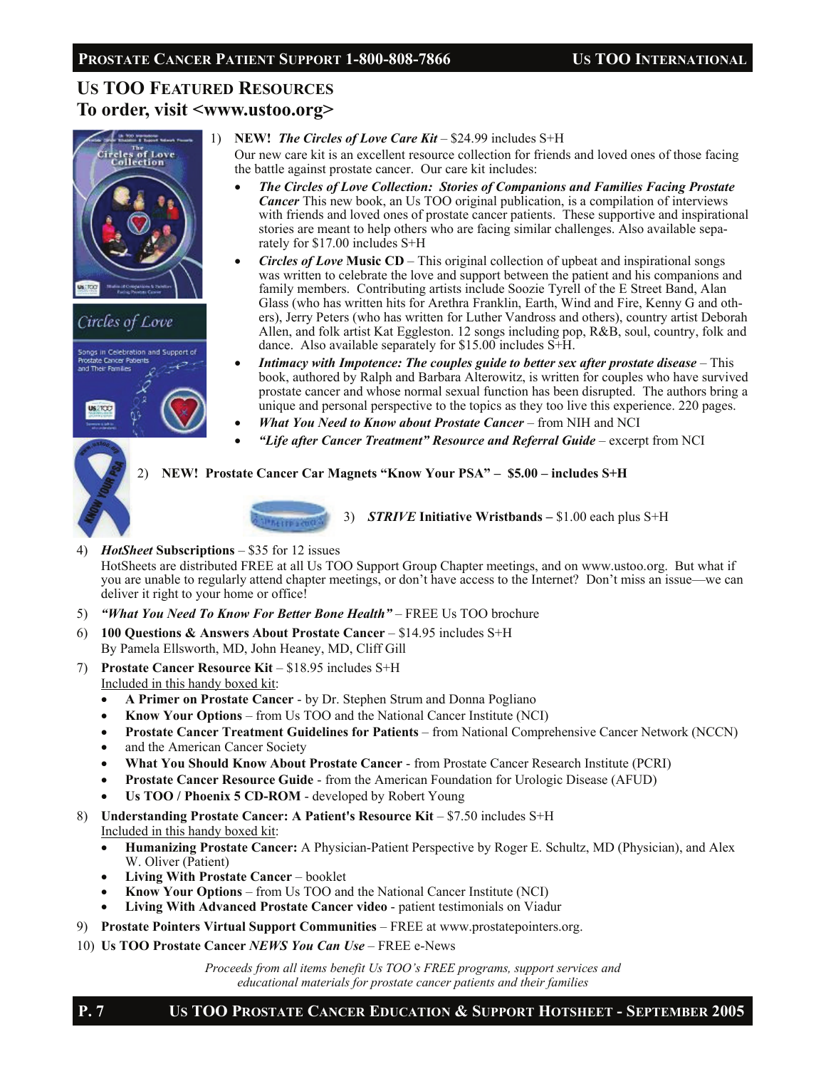## US TOO FEATURED RESOURCES
## To order, visit <www.ustoo.org>

1) **NEW! *The Circles of Love Care Kit*** – $24.99 includes S+H
   Our new care kit is an excellent resource collection for friends and loved ones of those facing the battle against prostate cancer. Our care kit includes:
   - ***The Circles of Love Collection: Stories of Companions and Families Facing Prostate Cancer*** This new book, an Us TOO original publication, is a compilation of interviews with friends and loved ones of prostate cancer patients. These supportive and inspirational stories are meant to help others who are facing similar challenges. Also available separately for $17.00 includes S+H
   - ***Circles of Love* Music CD** – This original collection of upbeat and inspirational songs was written to celebrate the love and support between the patient and his companions and family members. Contributing artists include Soozie Tyrell of the E Street Band, Alan Glass (who has written hits for Arethra Franklin, Earth, Wind and Fire, Kenny G and others), Jerry Peters (who has written for Luther Vandross and others), country artist Deborah Allen, and folk artist Kat Eggleston. 12 songs including pop, R&B, soul, country, folk and dance. Also available separately for $15.00 includes S+H.
   - ***Intimacy with Impotence: The couples guide to better sex after prostate disease*** – This book, authored by Ralph and Barbara Alterowitz, is written for couples who have survived prostate cancer and whose normal sexual function has been disrupted. The authors bring a unique and personal perspective to the topics as they too live this experience. 220 pages.
   - ***What You Need to Know about Prostate Cancer*** – from NIH and NCI
   - ***"Life after Cancer Treatment" Resource and Referral Guide*** – excerpt from NCI

2) **NEW! Prostate Cancer Car Magnets "Know Your PSA" – $5.00 – includes S+H**

3) ***STRIVE* Initiative Wristbands –** $1.00 each plus S+H

4) ***HotSheet* Subscriptions** – $35 for 12 issues
   HotSheets are distributed FREE at all Us TOO Support Group Chapter meetings, and on www.ustoo.org. But what if you are unable to regularly attend chapter meetings, or don't have access to the Internet? Don't miss an issue—we can deliver it right to your home or office!

5) ***"What You Need To Know For Better Bone Health"*** – FREE Us TOO brochure

6) **100 Questions & Answers About Prostate Cancer** – $14.95 includes S+H
   By Pamela Ellsworth, MD, John Heaney, MD, Cliff Gill

7) **Prostate Cancer Resource Kit** – $18.95 includes S+H
   Included in this handy boxed kit:
   - **A Primer on Prostate Cancer** - by Dr. Stephen Strum and Donna Pogliano
   - **Know Your Options** – from Us TOO and the National Cancer Institute (NCI)
   - **Prostate Cancer Treatment Guidelines for Patients** – from National Comprehensive Cancer Network (NCCN)
   - and the American Cancer Society
   - **What You Should Know About Prostate Cancer** - from Prostate Cancer Research Institute (PCRI)
   - **Prostate Cancer Resource Guide** - from the American Foundation for Urologic Disease (AFUD)
   - **Us TOO / Phoenix 5 CD-ROM** - developed by Robert Young

8) **Understanding Prostate Cancer: A Patient's Resource Kit** – $7.50 includes S+H
   Included in this handy boxed kit:
   - **Humanizing Prostate Cancer:** A Physician-Patient Perspective by Roger E. Schultz, MD (Physician), and Alex W. Oliver (Patient)
   - **Living With Prostate Cancer** – booklet
   - **Know Your Options** – from Us TOO and the National Cancer Institute (NCI)
   - **Living With Advanced Prostate Cancer video** - patient testimonials on Viadur

9) **Prostate Pointers Virtual Support Communities** – FREE at www.prostatepointers.org.

10) **Us TOO Prostate Cancer *NEWS You Can Use*** – FREE e-News

*Proceeds from all items benefit Us TOO's FREE programs, support services and educational materials for prostate cancer patients and their families*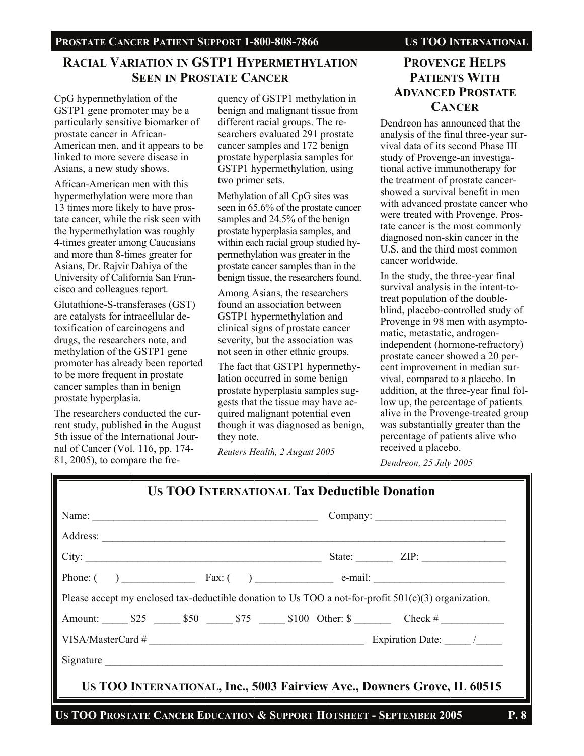## Racial Variation in GSTP1 Hypermethylation Seen in Prostate Cancer

CpG hypermethylation of the GSTP1 gene promoter may be a particularly sensitive biomarker of prostate cancer in African-American men, and it appears to be linked to more severe disease in Asians, a new study shows.

African-American men with this hypermethylation were more than 13 times more likely to have prostate cancer, while the risk seen with the hypermethylation was roughly 4-times greater among Caucasians and more than 8-times greater for Asians, Dr. Rajvir Dahiya of the University of California San Francisco and colleagues report.

Glutathione-S-transferases (GST) are catalysts for intracellular detoxification of carcinogens and drugs, the researchers note, and methylation of the GSTP1 gene promoter has already been reported to be more frequent in prostate cancer samples than in benign prostate hyperplasia.

The researchers conducted the current study, published in the August 5th issue of the International Journal of Cancer (Vol. 116, pp. 174-81, 2005), to compare the frequency of GSTP1 methylation in benign and malignant tissue from different racial groups. The researchers evaluated 291 prostate cancer samples and 172 benign prostate hyperplasia samples for GSTP1 hypermethylation, using two primer sets.

Methylation of all CpG sites was seen in 65.6% of the prostate cancer samples and 24.5% of the benign prostate hyperplasia samples, and within each racial group studied hypermethylation was greater in the prostate cancer samples than in the benign tissue, the researchers found.

Among Asians, the researchers found an association between GSTP1 hypermethylation and clinical signs of prostate cancer severity, but the association was not seen in other ethnic groups.

The fact that GSTP1 hypermethylation occurred in some benign prostate hyperplasia samples suggests that the tissue may have acquired malignant potential even though it was diagnosed as benign, they note.

*Reuters Health, 2 August 2005*

## Provenge Helps Patients With Advanced Prostate Cancer

Dendreon has announced that the analysis of the final three-year survival data of its second Phase III study of Provenge-an investigational active immunotherapy for the treatment of prostate cancer-showed a survival benefit in men with advanced prostate cancer who were treated with Provenge. Prostate cancer is the most commonly diagnosed non-skin cancer in the U.S. and the third most common cancer worldwide.

In the study, the three-year final survival analysis in the intent-to-treat population of the double-blind, placebo-controlled study of Provenge in 98 men with asymptomatic, metastatic, androgen-independent (hormone-refractory) prostate cancer showed a 20 percent improvement in median survival, compared to a placebo. In addition, at the three-year final follow up, the percentage of patients alive in the Provenge-treated group was substantially greater than the percentage of patients alive who received a placebo.

*Dendreon, 25 July 2005*

---

### Us TOO International Tax Deductible Donation

Name: ____________________ Company: ____________________

Address: ________________________________________

City: ____________________ State: _______ ZIP: ____________

Phone: ( ) ____________ Fax: ( ) ____________ e-mail: ____________________

Please accept my enclosed tax-deductible donation to Us TOO a not-for-profit 501(c)(3) organization.

Amount: _____ $25 _____ $50 _____ $75 _____ $100 Other: $ _______ Check # ___________

VISA/MasterCard # ________________________________ Expiration Date: _____ /_____

Signature ________________________________________

**Us TOO International, Inc., 5003 Fairview Ave., Downers Grove, IL 60515**